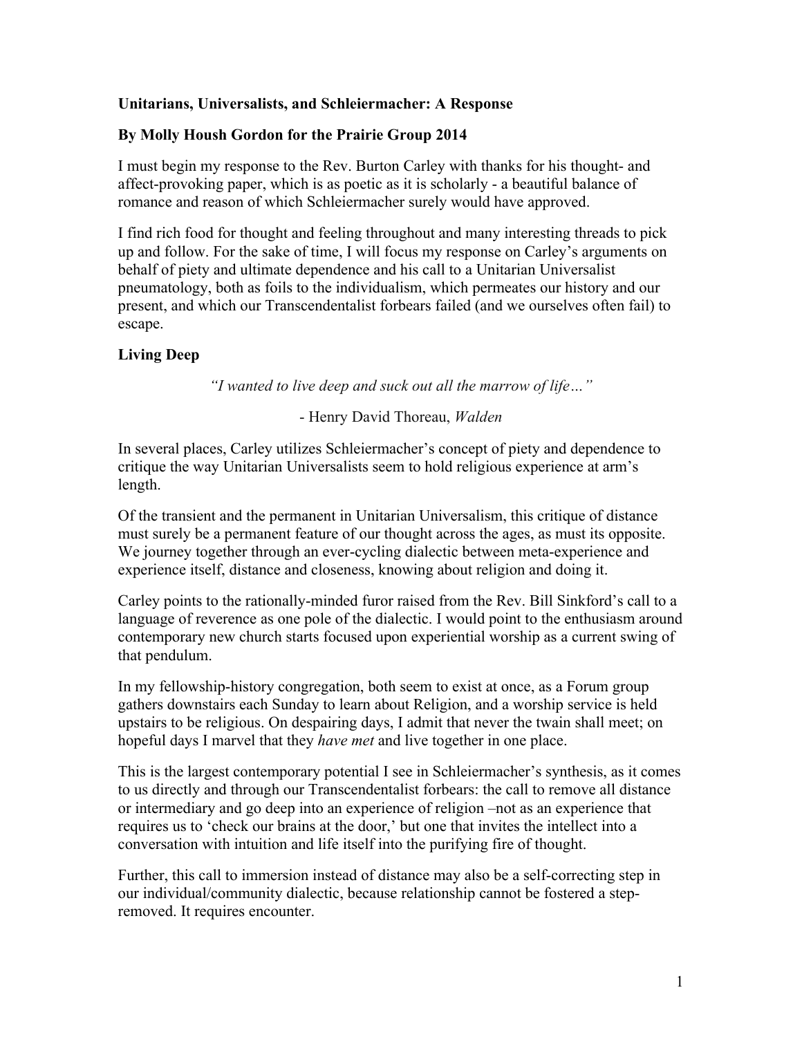**Unitarians, Universalists, and Schleiermacher: A Response**

**By Molly Housh Gordon for the Prairie Group 2014**

I must begin my response to the Rev. Burton Carley with thanks for his thought- and affect-provoking paper, which is as poetic as it is scholarly - a beautiful balance of romance and reason of which Schleiermacher surely would have approved.

I find rich food for thought and feeling throughout and many interesting threads to pick up and follow. For the sake of time, I will focus my response on Carley's arguments on behalf of piety and ultimate dependence and his call to a Unitarian Universalist pneumatology, both as foils to the individualism, which permeates our history and our present, and which our Transcendentalist forbears failed (and we ourselves often fail) to escape.

**Living Deep**

*"I wanted to live deep and suck out all the marrow of life…"*

- Henry David Thoreau, *Walden*

In several places, Carley utilizes Schleiermacher's concept of piety and dependence to critique the way Unitarian Universalists seem to hold religious experience at arm's length.

Of the transient and the permanent in Unitarian Universalism, this critique of distance must surely be a permanent feature of our thought across the ages, as must its opposite. We journey together through an ever-cycling dialectic between meta-experience and experience itself, distance and closeness, knowing about religion and doing it.

Carley points to the rationally-minded furor raised from the Rev. Bill Sinkford's call to a language of reverence as one pole of the dialectic. I would point to the enthusiasm around contemporary new church starts focused upon experiential worship as a current swing of that pendulum.

In my fellowship-history congregation, both seem to exist at once, as a Forum group gathers downstairs each Sunday to learn about Religion, and a worship service is held upstairs to be religious. On despairing days, I admit that never the twain shall meet; on hopeful days I marvel that they *have met* and live together in one place.

This is the largest contemporary potential I see in Schleiermacher's synthesis, as it comes to us directly and through our Transcendentalist forbears: the call to remove all distance or intermediary and go deep into an experience of religion –not as an experience that requires us to 'check our brains at the door,' but one that invites the intellect into a conversation with intuition and life itself into the purifying fire of thought.

Further, this call to immersion instead of distance may also be a self-correcting step in our individual/community dialectic, because relationship cannot be fostered a step-removed. It requires encounter.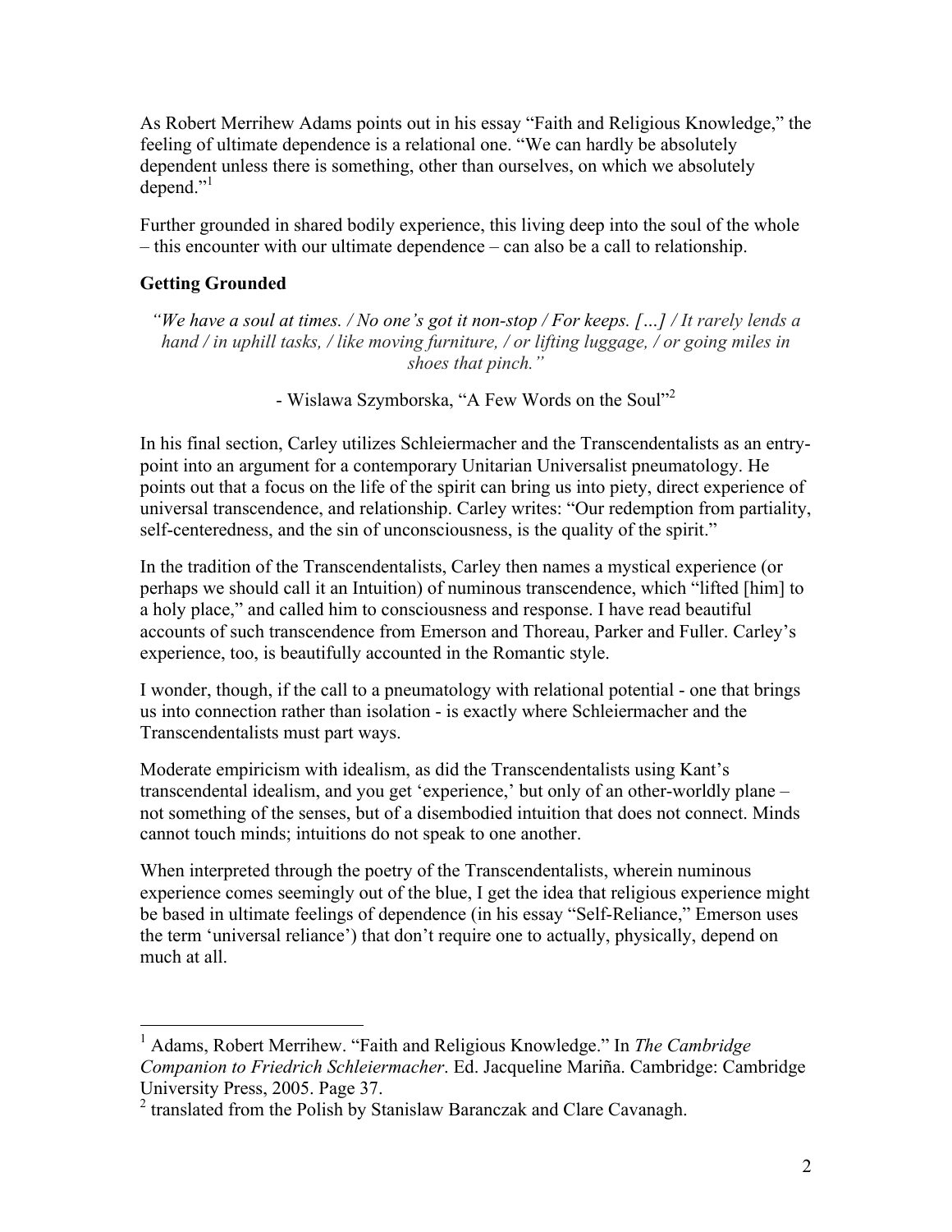As Robert Merrihew Adams points out in his essay "Faith and Religious Knowledge," the feeling of ultimate dependence is a relational one. "We can hardly be absolutely dependent unless there is something, other than ourselves, on which we absolutely depend."[1]

Further grounded in shared bodily experience, this living deep into the soul of the whole – this encounter with our ultimate dependence – can also be a call to relationship.

## Getting Grounded

*"We have a soul at times. / No one's got it non-stop / For keeps. […] / It rarely lends a hand / in uphill tasks, / like moving furniture, / or lifting luggage, / or going miles in shoes that pinch."*

- Wislawa Szymborska, "A Few Words on the Soul"[2]

In his final section, Carley utilizes Schleiermacher and the Transcendentalists as an entry-point into an argument for a contemporary Unitarian Universalist pneumatology. He points out that a focus on the life of the spirit can bring us into piety, direct experience of universal transcendence, and relationship. Carley writes: "Our redemption from partiality, self-centeredness, and the sin of unconsciousness, is the quality of the spirit."

In the tradition of the Transcendentalists, Carley then names a mystical experience (or perhaps we should call it an Intuition) of numinous transcendence, which "lifted [him] to a holy place," and called him to consciousness and response. I have read beautiful accounts of such transcendence from Emerson and Thoreau, Parker and Fuller. Carley's experience, too, is beautifully accounted in the Romantic style.

I wonder, though, if the call to a pneumatology with relational potential - one that brings us into connection rather than isolation - is exactly where Schleiermacher and the Transcendentalists must part ways.

Moderate empiricism with idealism, as did the Transcendentalists using Kant's transcendental idealism, and you get 'experience,' but only of an other-worldly plane – not something of the senses, but of a disembodied intuition that does not connect. Minds cannot touch minds; intuitions do not speak to one another.

When interpreted through the poetry of the Transcendentalists, wherein numinous experience comes seemingly out of the blue, I get the idea that religious experience might be based in ultimate feelings of dependence (in his essay "Self-Reliance," Emerson uses the term 'universal reliance') that don't require one to actually, physically, depend on much at all.

---

[1] Adams, Robert Merrihew. "Faith and Religious Knowledge." In *The Cambridge Companion to Friedrich Schleiermacher*. Ed. Jacqueline Mariña. Cambridge: Cambridge University Press, 2005. Page 37.

[2] translated from the Polish by Stanislaw Baranczak and Clare Cavanagh.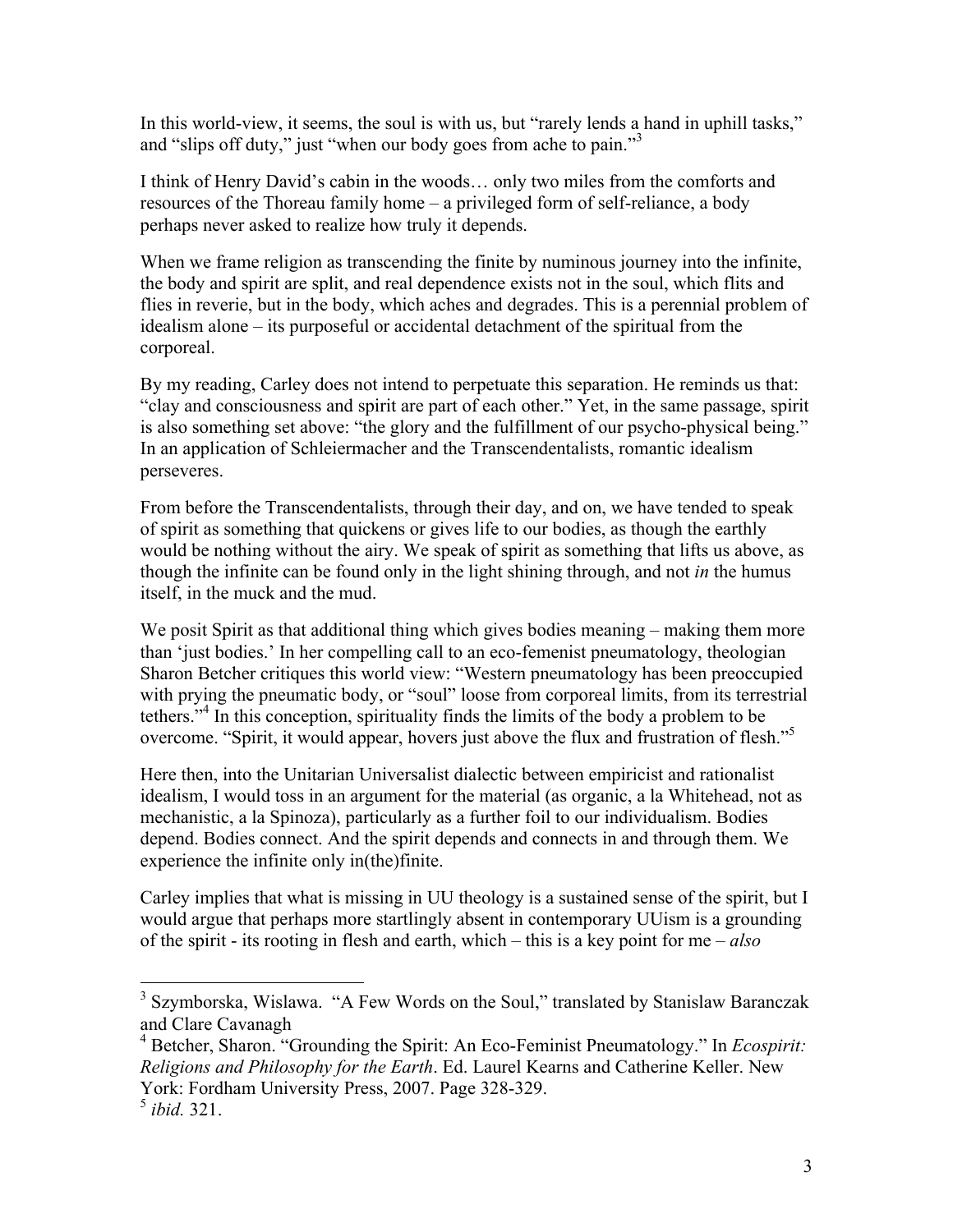In this world-view, it seems, the soul is with us, but "rarely lends a hand in uphill tasks," and "slips off duty," just "when our body goes from ache to pain."[3]

I think of Henry David's cabin in the woods… only two miles from the comforts and resources of the Thoreau family home – a privileged form of self-reliance, a body perhaps never asked to realize how truly it depends.

When we frame religion as transcending the finite by numinous journey into the infinite, the body and spirit are split, and real dependence exists not in the soul, which flits and flies in reverie, but in the body, which aches and degrades. This is a perennial problem of idealism alone – its purposeful or accidental detachment of the spiritual from the corporeal.

By my reading, Carley does not intend to perpetuate this separation. He reminds us that: "clay and consciousness and spirit are part of each other." Yet, in the same passage, spirit is also something set above: "the glory and the fulfillment of our psycho-physical being." In an application of Schleiermacher and the Transcendentalists, romantic idealism perseveres.

From before the Transcendentalists, through their day, and on, we have tended to speak of spirit as something that quickens or gives life to our bodies, as though the earthly would be nothing without the airy. We speak of spirit as something that lifts us above, as though the infinite can be found only in the light shining through, and not *in* the humus itself, in the muck and the mud.

We posit Spirit as that additional thing which gives bodies meaning – making them more than 'just bodies.' In her compelling call to an eco-femenist pneumatology, theologian Sharon Betcher critiques this world view: "Western pneumatology has been preoccupied with prying the pneumatic body, or "soul" loose from corporeal limits, from its terrestrial tethers."[4] In this conception, spirituality finds the limits of the body a problem to be overcome. "Spirit, it would appear, hovers just above the flux and frustration of flesh."[5]

Here then, into the Unitarian Universalist dialectic between empiricist and rationalist idealism, I would toss in an argument for the material (as organic, a la Whitehead, not as mechanistic, a la Spinoza), particularly as a further foil to our individualism. Bodies depend. Bodies connect. And the spirit depends and connects in and through them. We experience the infinite only in(the)finite.

Carley implies that what is missing in UU theology is a sustained sense of the spirit, but I would argue that perhaps more startlingly absent in contemporary UUism is a grounding of the spirit - its rooting in flesh and earth, which – this is a key point for me – *also*

---

[3] Szymborska, Wislawa. "A Few Words on the Soul," translated by Stanislaw Baranczak and Clare Cavanagh

[4] Betcher, Sharon. "Grounding the Spirit: An Eco-Feminist Pneumatology." In *Ecospirit: Religions and Philosophy for the Earth*. Ed. Laurel Kearns and Catherine Keller. New York: Fordham University Press, 2007. Page 328-329.

[5] *ibid.* 321.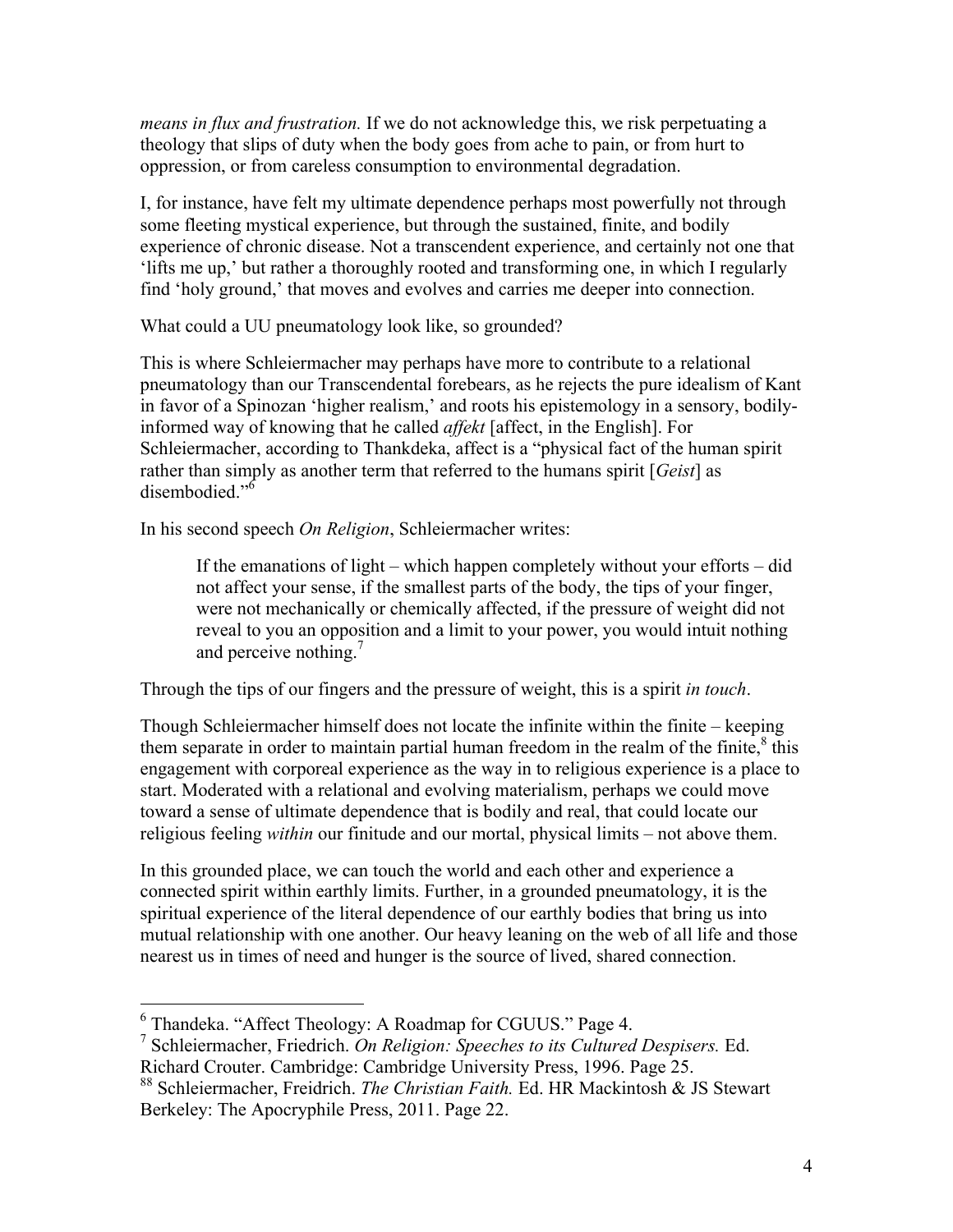*means in flux and frustration.* If we do not acknowledge this, we risk perpetuating a theology that slips of duty when the body goes from ache to pain, or from hurt to oppression, or from careless consumption to environmental degradation.

I, for instance, have felt my ultimate dependence perhaps most powerfully not through some fleeting mystical experience, but through the sustained, finite, and bodily experience of chronic disease. Not a transcendent experience, and certainly not one that 'lifts me up,' but rather a thoroughly rooted and transforming one, in which I regularly find 'holy ground,' that moves and evolves and carries me deeper into connection.

What could a UU pneumatology look like, so grounded?

This is where Schleiermacher may perhaps have more to contribute to a relational pneumatology than our Transcendental forebears, as he rejects the pure idealism of Kant in favor of a Spinozan 'higher realism,' and roots his epistemology in a sensory, bodily-informed way of knowing that he called *affekt* [affect, in the English]. For Schleiermacher, according to Thankdeka, affect is a "physical fact of the human spirit rather than simply as another term that referred to the humans spirit [*Geist*] as disembodied."[6]

In his second speech *On Religion*, Schleiermacher writes:

> If the emanations of light – which happen completely without your efforts – did not affect your sense, if the smallest parts of the body, the tips of your finger, were not mechanically or chemically affected, if the pressure of weight did not reveal to you an opposition and a limit to your power, you would intuit nothing and perceive nothing.[7]

Through the tips of our fingers and the pressure of weight, this is a spirit *in touch*.

Though Schleiermacher himself does not locate the infinite within the finite – keeping them separate in order to maintain partial human freedom in the realm of the finite,[8] this engagement with corporeal experience as the way in to religious experience is a place to start. Moderated with a relational and evolving materialism, perhaps we could move toward a sense of ultimate dependence that is bodily and real, that could locate our religious feeling *within* our finitude and our mortal, physical limits – not above them.

In this grounded place, we can touch the world and each other and experience a connected spirit within earthly limits. Further, in a grounded pneumatology, it is the spiritual experience of the literal dependence of our earthly bodies that bring us into mutual relationship with one another. Our heavy leaning on the web of all life and those nearest us in times of need and hunger is the source of lived, shared connection.

---

[6] Thandeka. "Affect Theology: A Roadmap for CGUUS." Page 4.

[7] Schleiermacher, Freidrich. *On Religion: Speeches to its Cultured Despisers.* Ed. Richard Crouter. Cambridge: Cambridge University Press, 1996. Page 25.

[88] Schleiermacher, Freidrich. *The Christian Faith.* Ed. HR Mackintosh & JS Stewart Berkeley: The Apocryphile Press, 2011. Page 22.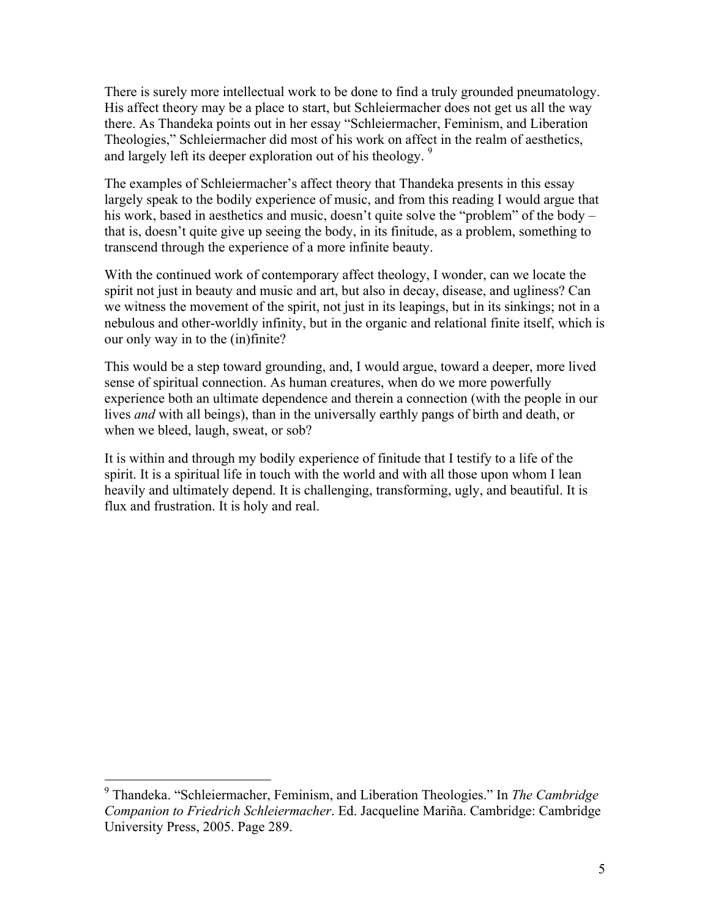There is surely more intellectual work to be done to find a truly grounded pneumatology. His affect theory may be a place to start, but Schleiermacher does not get us all the way there. As Thandeka points out in her essay "Schleiermacher, Feminism, and Liberation Theologies," Schleiermacher did most of his work on affect in the realm of aesthetics, and largely left its deeper exploration out of his theology. [9]

The examples of Schleiermacher's affect theory that Thandeka presents in this essay largely speak to the bodily experience of music, and from this reading I would argue that his work, based in aesthetics and music, doesn't quite solve the "problem" of the body – that is, doesn't quite give up seeing the body, in its finitude, as a problem, something to transcend through the experience of a more infinite beauty.

With the continued work of contemporary affect theology, I wonder, can we locate the spirit not just in beauty and music and art, but also in decay, disease, and ugliness? Can we witness the movement of the spirit, not just in its leapings, but in its sinkings; not in a nebulous and other-worldly infinity, but in the organic and relational finite itself, which is our only way in to the (in)finite?

This would be a step toward grounding, and, I would argue, toward a deeper, more lived sense of spiritual connection. As human creatures, when do we more powerfully experience both an ultimate dependence and therein a connection (with the people in our lives *and* with all beings), than in the universally earthly pangs of birth and death, or when we bleed, laugh, sweat, or sob?

It is within and through my bodily experience of finitude that I testify to a life of the spirit. It is a spiritual life in touch with the world and with all those upon whom I lean heavily and ultimately depend. It is challenging, transforming, ugly, and beautiful. It is flux and frustration. It is holy and real.

---

[9] Thandeka. "Schleiermacher, Feminism, and Liberation Theologies." In *The Cambridge Companion to Friedrich Schleiermacher*. Ed. Jacqueline Mariña. Cambridge: Cambridge University Press, 2005. Page 289.